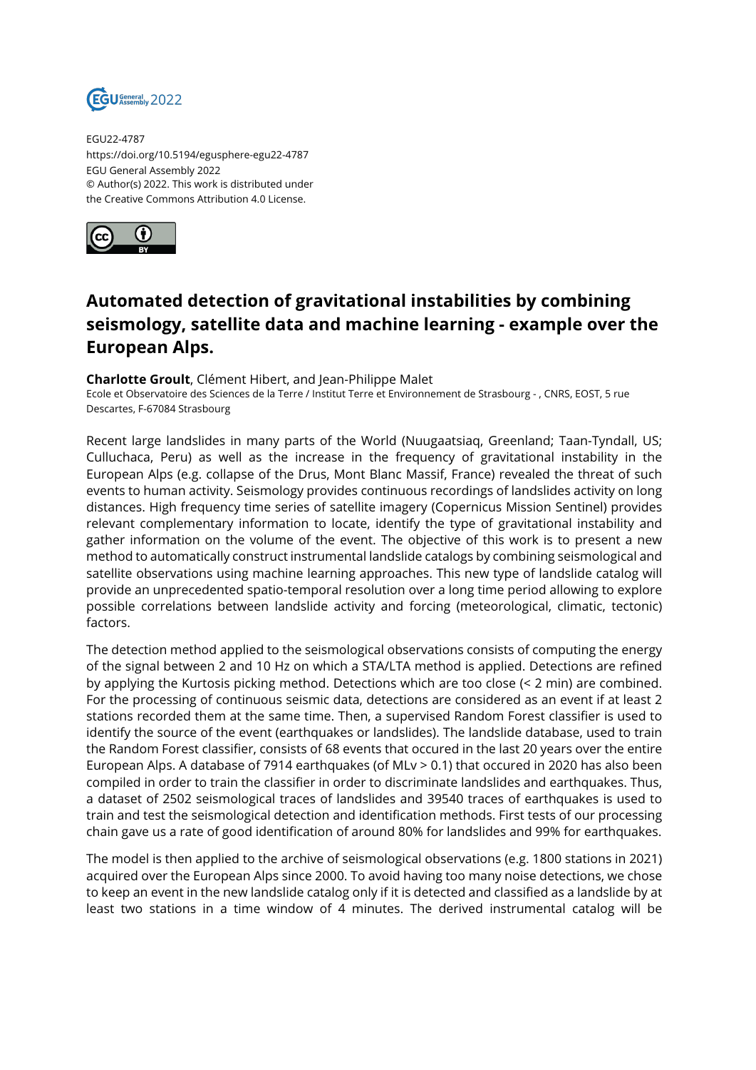EGU22-4787
https://doi.org/10.5194/egusphere-egu22-4787
EGU General Assembly 2022
© Author(s) 2022. This work is distributed under
the Creative Commons Attribution 4.0 License.

# Automated detection of gravitational instabilities by combining seismology, satellite data and machine learning - example over the European Alps.

**Charlotte Groult**, Clément Hibert, and Jean-Philippe Malet
Ecole et Observatoire des Sciences de la Terre / Institut Terre et Environnement de Strasbourg - , CNRS, EOST, 5 rue Descartes, F-67084 Strasbourg

Recent large landslides in many parts of the World (Nuugaatsiaq, Greenland; Taan-Tyndall, US; Culluchaca, Peru) as well as the increase in the frequency of gravitational instability in the European Alps (e.g. collapse of the Drus, Mont Blanc Massif, France) revealed the threat of such events to human activity. Seismology provides continuous recordings of landslides activity on long distances. High frequency time series of satellite imagery (Copernicus Mission Sentinel) provides relevant complementary information to locate, identify the type of gravitational instability and gather information on the volume of the event. The objective of this work is to present a new method to automatically construct instrumental landslide catalogs by combining seismological and satellite observations using machine learning approaches. This new type of landslide catalog will provide an unprecedented spatio-temporal resolution over a long time period allowing to explore possible correlations between landslide activity and forcing (meteorological, climatic, tectonic) factors.

The detection method applied to the seismological observations consists of computing the energy of the signal between 2 and 10 Hz on which a STA/LTA method is applied. Detections are refined by applying the Kurtosis picking method. Detections which are too close (< 2 min) are combined. For the processing of continuous seismic data, detections are considered as an event if at least 2 stations recorded them at the same time. Then, a supervised Random Forest classifier is used to identify the source of the event (earthquakes or landslides). The landslide database, used to train the Random Forest classifier, consists of 68 events that occured in the last 20 years over the entire European Alps. A database of 7914 earthquakes (of MLv > 0.1) that occured in 2020 has also been compiled in order to train the classifier in order to discriminate landslides and earthquakes. Thus, a dataset of 2502 seismological traces of landslides and 39540 traces of earthquakes is used to train and test the seismological detection and identification methods. First tests of our processing chain gave us a rate of good identification of around 80% for landslides and 99% for earthquakes.

The model is then applied to the archive of seismological observations (e.g. 1800 stations in 2021) acquired over the European Alps since 2000. To avoid having too many noise detections, we chose to keep an event in the new landslide catalog only if it is detected and classified as a landslide by at least two stations in a time window of 4 minutes. The derived instrumental catalog will be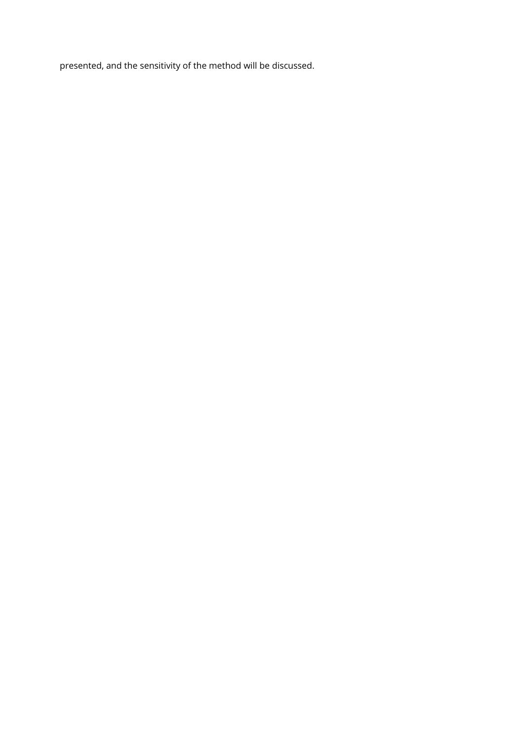presented, and the sensitivity of the method will be discussed.